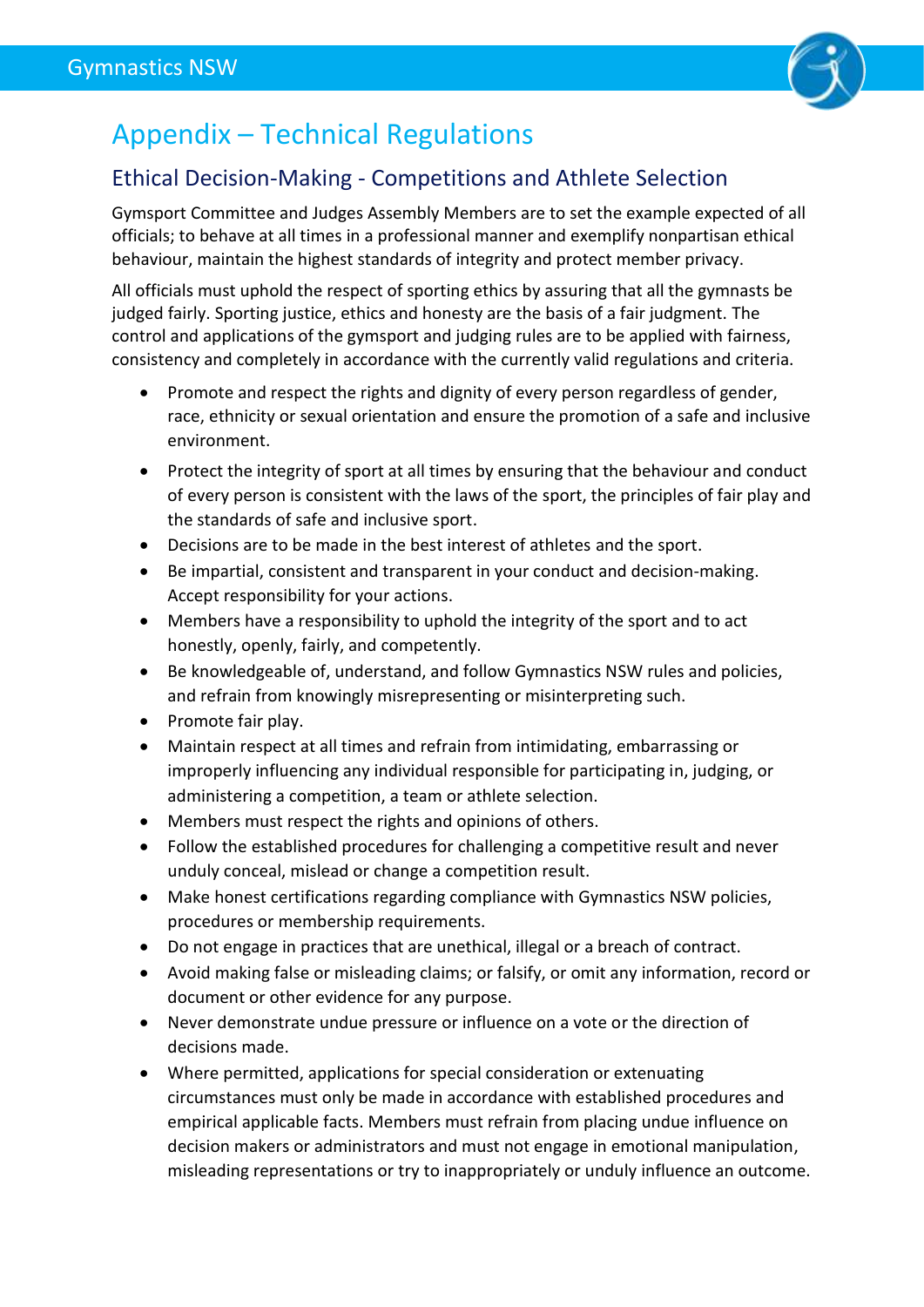# Appendix – Technical Regulations

## Ethical Decision-Making - Competitions and Athlete Selection

Gymsport Committee and Judges Assembly Members are to set the example expected of all officials; to behave at all times in a professional manner and exemplify nonpartisan ethical behaviour, maintain the highest standards of integrity and protect member privacy.

All officials must uphold the respect of sporting ethics by assuring that all the gymnasts be judged fairly. Sporting justice, ethics and honesty are the basis of a fair judgment. The control and applications of the gymsport and judging rules are to be applied with fairness, consistency and completely in accordance with the currently valid regulations and criteria.

- Promote and respect the rights and dignity of every person regardless of gender, race, ethnicity or sexual orientation and ensure the promotion of a safe and inclusive environment.
- Protect the integrity of sport at all times by ensuring that the behaviour and conduct of every person is consistent with the laws of the sport, the principles of fair play and the standards of safe and inclusive sport.
- Decisions are to be made in the best interest of athletes and the sport.
- Be impartial, consistent and transparent in your conduct and decision-making. Accept responsibility for your actions.
- Members have a responsibility to uphold the integrity of the sport and to act honestly, openly, fairly, and competently.
- Be knowledgeable of, understand, and follow Gymnastics NSW rules and policies, and refrain from knowingly misrepresenting or misinterpreting such.
- Promote fair play.
- Maintain respect at all times and refrain from intimidating, embarrassing or improperly influencing any individual responsible for participating in, judging, or administering a competition, a team or athlete selection.
- Members must respect the rights and opinions of others.
- Follow the established procedures for challenging a competitive result and never unduly conceal, mislead or change a competition result.
- Make honest certifications regarding compliance with Gymnastics NSW policies, procedures or membership requirements.
- Do not engage in practices that are unethical, illegal or a breach of contract.
- Avoid making false or misleading claims; or falsify, or omit any information, record or document or other evidence for any purpose.
- Never demonstrate undue pressure or influence on a vote or the direction of decisions made.
- Where permitted, applications for special consideration or extenuating circumstances must only be made in accordance with established procedures and empirical applicable facts. Members must refrain from placing undue influence on decision makers or administrators and must not engage in emotional manipulation, misleading representations or try to inappropriately or unduly influence an outcome.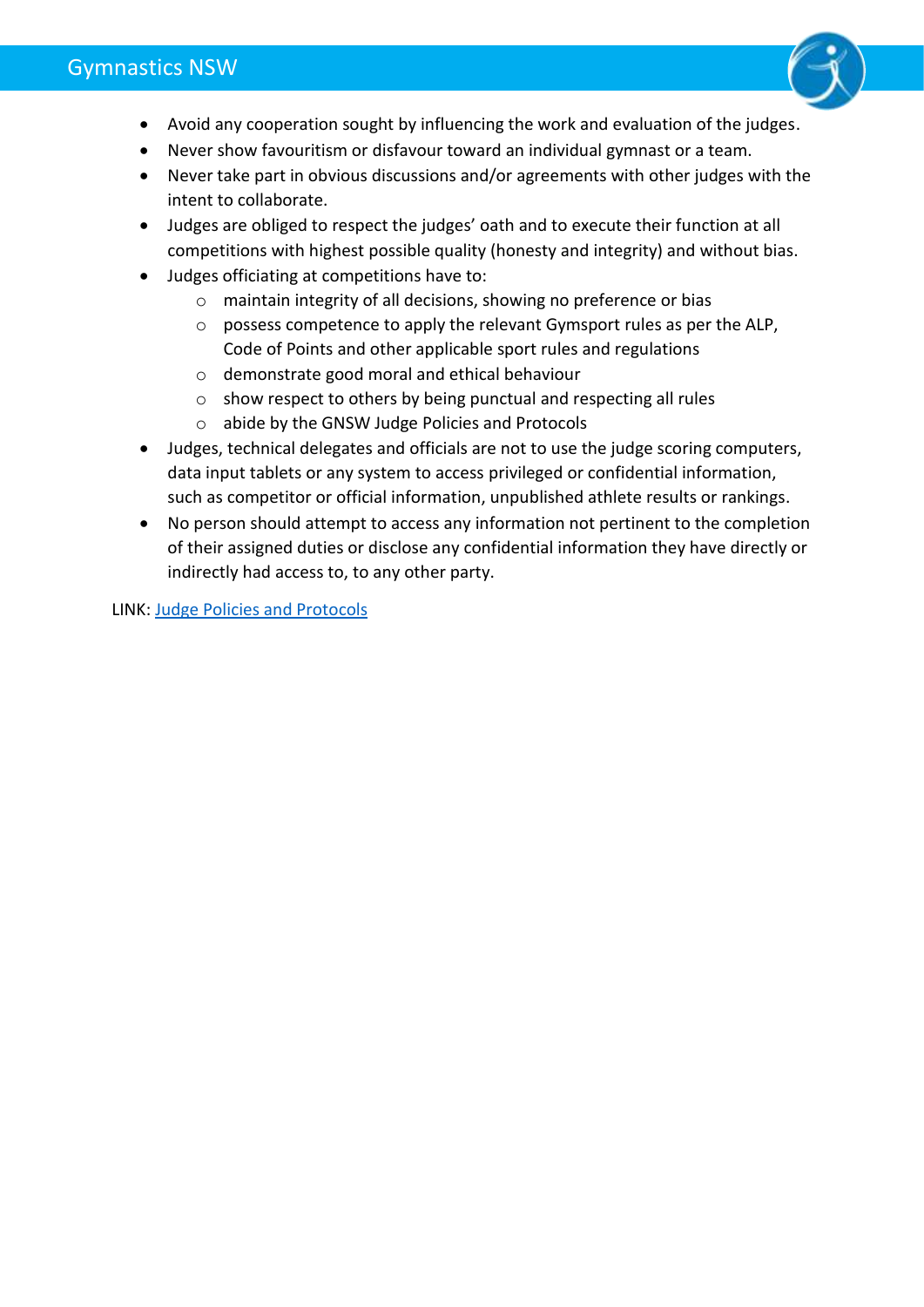- Avoid any cooperation sought by influencing the work and evaluation of the judges.
- Never show favouritism or disfavour toward an individual gymnast or a team.
- Never take part in obvious discussions and/or agreements with other judges with the intent to collaborate.
- Judges are obliged to respect the judges' oath and to execute their function at all competitions with highest possible quality (honesty and integrity) and without bias.
- Judges officiating at competitions have to:
  - maintain integrity of all decisions, showing no preference or bias
  - possess competence to apply the relevant Gymsport rules as per the ALP, Code of Points and other applicable sport rules and regulations
  - demonstrate good moral and ethical behaviour
  - show respect to others by being punctual and respecting all rules
  - abide by the GNSW Judge Policies and Protocols
- Judges, technical delegates and officials are not to use the judge scoring computers, data input tablets or any system to access privileged or confidential information, such as competitor or official information, unpublished athlete results or rankings.
- No person should attempt to access any information not pertinent to the completion of their assigned duties or disclose any confidential information they have directly or indirectly had access to, to any other party.

LINK: Judge Policies and Protocols